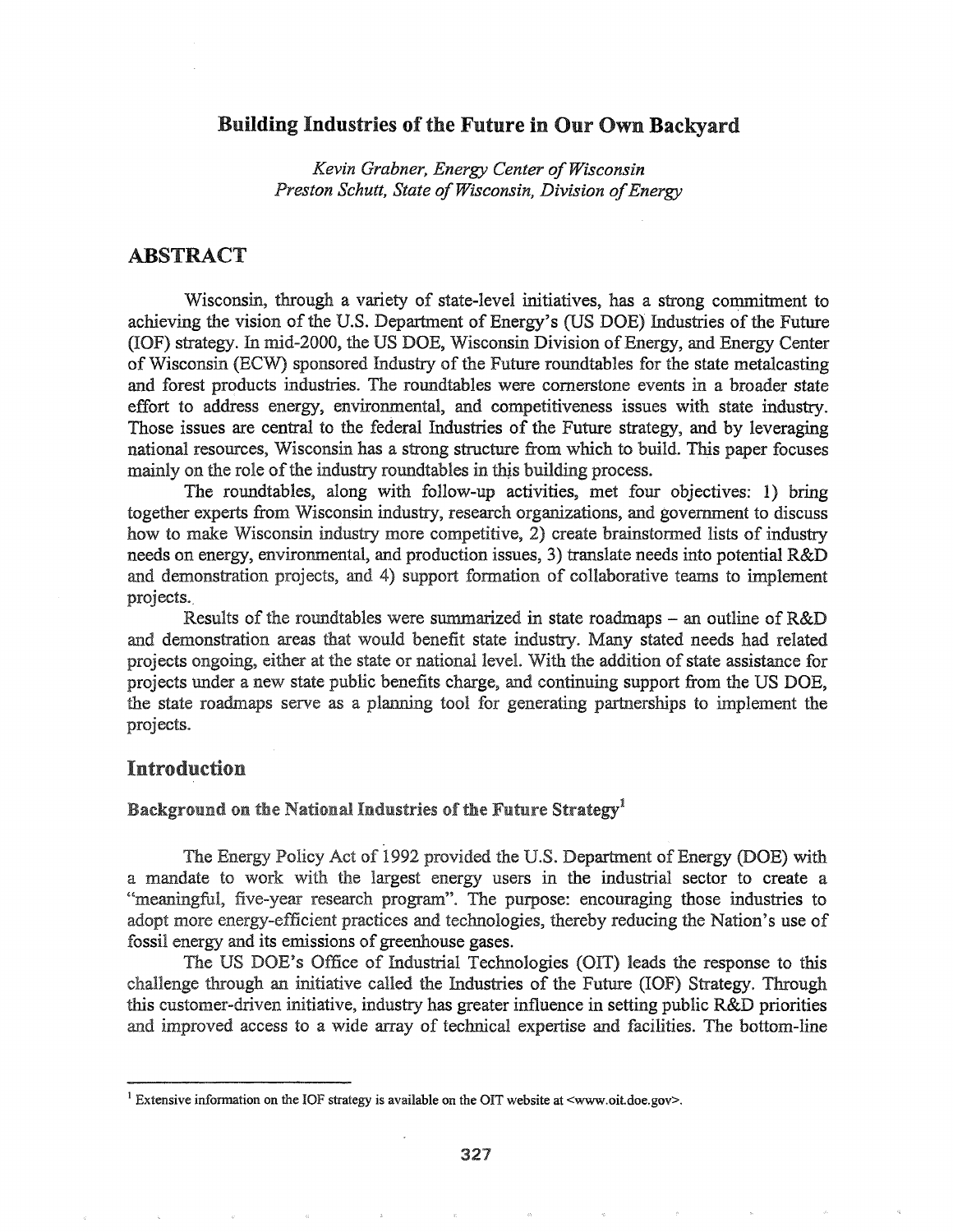# Building Industries of the Future in Our Own Backyard

*Kevin Grabner, Energy Center of Wisconsin*
*Preston Schutt, State of Wisconsin, Division of Energy*

## ABSTRACT

Wisconsin, through a variety of state-level initiatives, has a strong commitment to achieving the vision of the U.S. Department of Energy's (US DOE) Industries of the Future (IOF) strategy. In mid-2000, the US DOE, Wisconsin Division of Energy, and Energy Center of Wisconsin (ECW) sponsored Industry of the Future roundtables for the state metalcasting and forest products industries. The roundtables were cornerstone events in a broader state effort to address energy, environmental, and competitiveness issues with state industry. Those issues are central to the federal Industries of the Future strategy, and by leveraging national resources, Wisconsin has a strong structure from which to build. This paper focuses mainly on the role of the industry roundtables in this building process.

The roundtables, along with follow-up activities, met four objectives: 1) bring together experts from Wisconsin industry, research organizations, and government to discuss how to make Wisconsin industry more competitive, 2) create brainstormed lists of industry needs on energy, environmental, and production issues, 3) translate needs into potential R&D and demonstration projects, and 4) support formation of collaborative teams to implement projects.

Results of the roundtables were summarized in state roadmaps – an outline of R&D and demonstration areas that would benefit state industry. Many stated needs had related projects ongoing, either at the state or national level. With the addition of state assistance for projects under a new state public benefits charge, and continuing support from the US DOE, the state roadmaps serve as a planning tool for generating partnerships to implement the projects.

## Introduction

### Background on the National Industries of the Future Strategy[1]

The Energy Policy Act of 1992 provided the U.S. Department of Energy (DOE) with a mandate to work with the largest energy users in the industrial sector to create a "meaningful, five-year research program". The purpose: encouraging those industries to adopt more energy-efficient practices and technologies, thereby reducing the Nation's use of fossil energy and its emissions of greenhouse gases.

The US DOE's Office of Industrial Technologies (OIT) leads the response to this challenge through an initiative called the Industries of the Future (IOF) Strategy. Through this customer-driven initiative, industry has greater influence in setting public R&D priorities and improved access to a wide array of technical expertise and facilities. The bottom-line

[1] Extensive information on the IOF strategy is available on the OIT website at <www.oit.doe.gov>.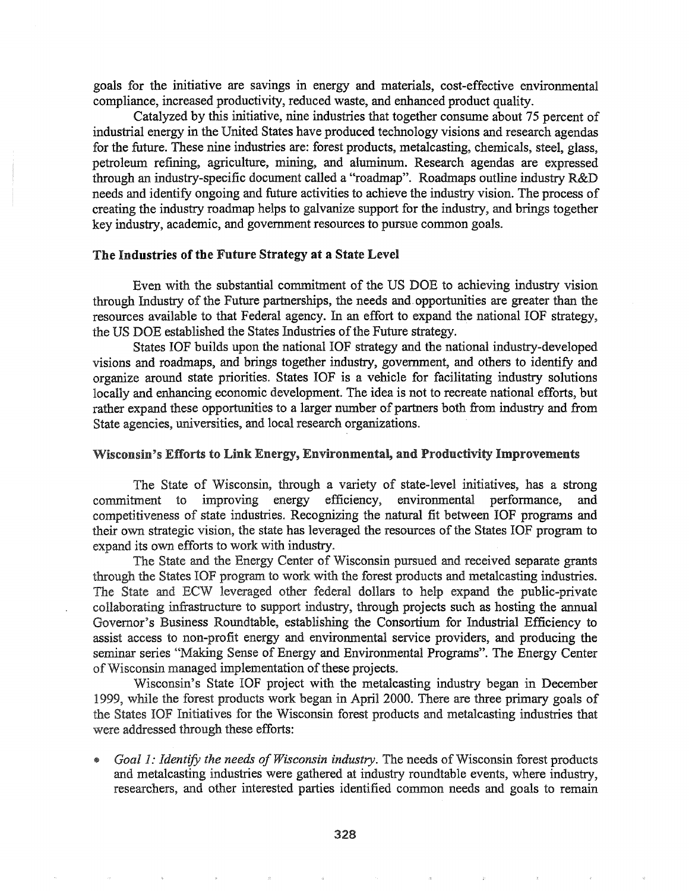goals for the initiative are savings in energy and materials, cost-effective environmental compliance, increased productivity, reduced waste, and enhanced product quality.

Catalyzed by this initiative, nine industries that together consume about 75 percent of industrial energy in the United States have produced technology visions and research agendas for the future. These nine industries are: forest products, metalcasting, chemicals, steel, glass, petroleum refining, agriculture, mining, and aluminum. Research agendas are expressed through an industry-specific document called a "roadmap". Roadmaps outline industry R&D needs and identify ongoing and future activities to achieve the industry vision. The process of creating the industry roadmap helps to galvanize support for the industry, and brings together key industry, academic, and government resources to pursue common goals.

## The Industries of the Future Strategy at a State Level

Even with the substantial commitment of the US DOE to achieving industry vision through Industry of the Future partnerships, the needs and opportunities are greater than the resources available to that Federal agency. In an effort to expand the national IOF strategy, the US DOE established the States Industries of the Future strategy.

States IOF builds upon the national IOF strategy and the national industry-developed visions and roadmaps, and brings together industry, government, and others to identify and organize around state priorities. States IOF is a vehicle for facilitating industry solutions locally and enhancing economic development. The idea is not to recreate national efforts, but rather expand these opportunities to a larger number of partners both from industry and from State agencies, universities, and local research organizations.

## Wisconsin's Efforts to Link Energy, Environmental, and Productivity Improvements

The State of Wisconsin, through a variety of state-level initiatives, has a strong commitment to improving energy efficiency, environmental performance, and competitiveness of state industries. Recognizing the natural fit between IOF programs and their own strategic vision, the state has leveraged the resources of the States IOF program to expand its own efforts to work with industry.

The State and the Energy Center of Wisconsin pursued and received separate grants through the States IOF program to work with the forest products and metalcasting industries. The State and ECW leveraged other federal dollars to help expand the public-private collaborating infrastructure to support industry, through projects such as hosting the annual Governor's Business Roundtable, establishing the Consortium for Industrial Efficiency to assist access to non-profit energy and environmental service providers, and producing the seminar series "Making Sense of Energy and Environmental Programs". The Energy Center of Wisconsin managed implementation of these projects.

Wisconsin's State IOF project with the metalcasting industry began in December 1999, while the forest products work began in April 2000. There are three primary goals of the States IOF Initiatives for the Wisconsin forest products and metalcasting industries that were addressed through these efforts:

- *Goal 1: Identify the needs of Wisconsin industry.* The needs of Wisconsin forest products and metalcasting industries were gathered at industry roundtable events, where industry, researchers, and other interested parties identified common needs and goals to remain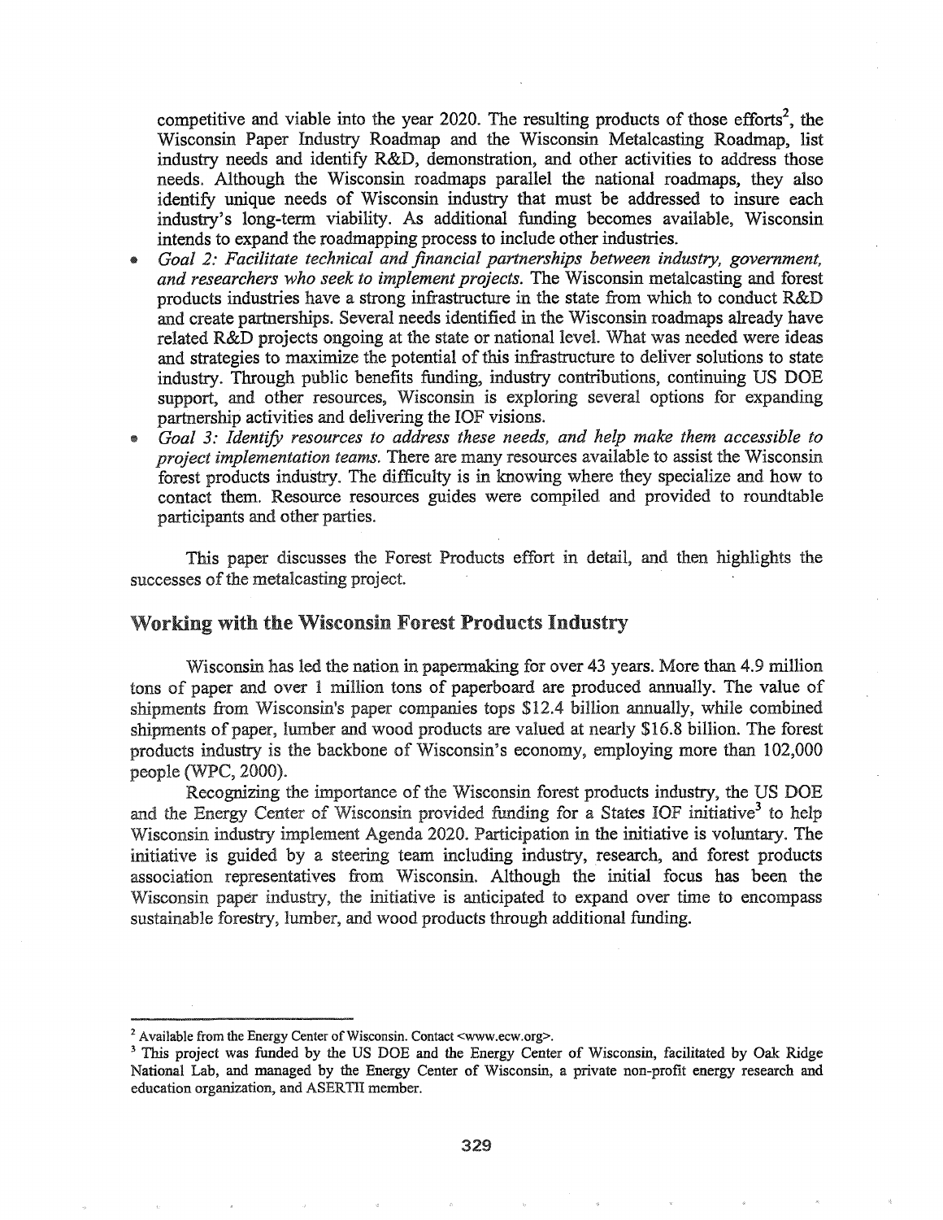competitive and viable into the year 2020. The resulting products of those efforts[2], the Wisconsin Paper Industry Roadmap and the Wisconsin Metalcasting Roadmap, list industry needs and identify R&D, demonstration, and other activities to address those needs. Although the Wisconsin roadmaps parallel the national roadmaps, they also identify unique needs of Wisconsin industry that must be addressed to insure each industry's long-term viability. As additional funding becomes available, Wisconsin intends to expand the roadmapping process to include other industries.

- *Goal 2: Facilitate technical and financial partnerships between industry, government, and researchers who seek to implement projects.* The Wisconsin metalcasting and forest products industries have a strong infrastructure in the state from which to conduct R&D and create partnerships. Several needs identified in the Wisconsin roadmaps already have related R&D projects ongoing at the state or national level. What was needed were ideas and strategies to maximize the potential of this infrastructure to deliver solutions to state industry. Through public benefits funding, industry contributions, continuing US DOE support, and other resources, Wisconsin is exploring several options for expanding partnership activities and delivering the IOF visions.
- *Goal 3: Identify resources to address these needs, and help make them accessible to project implementation teams.* There are many resources available to assist the Wisconsin forest products industry. The difficulty is in knowing where they specialize and how to contact them. Resource resources guides were compiled and provided to roundtable participants and other parties.

This paper discusses the Forest Products effort in detail, and then highlights the successes of the metalcasting project.

## Working with the Wisconsin Forest Products Industry

Wisconsin has led the nation in papermaking for over 43 years. More than 4.9 million tons of paper and over 1 million tons of paperboard are produced annually. The value of shipments from Wisconsin's paper companies tops $12.4 billion annually, while combined shipments of paper, lumber and wood products are valued at nearly $16.8 billion. The forest products industry is the backbone of Wisconsin's economy, employing more than 102,000 people (WPC, 2000).

Recognizing the importance of the Wisconsin forest products industry, the US DOE and the Energy Center of Wisconsin provided funding for a States IOF initiative[3] to help Wisconsin industry implement Agenda 2020. Participation in the initiative is voluntary. The initiative is guided by a steering team including industry, research, and forest products association representatives from Wisconsin. Although the initial focus has been the Wisconsin paper industry, the initiative is anticipated to expand over time to encompass sustainable forestry, lumber, and wood products through additional funding.

---

[2] Available from the Energy Center of Wisconsin. Contact <www.ecw.org>.

[3] This project was funded by the US DOE and the Energy Center of Wisconsin, facilitated by Oak Ridge National Lab, and managed by the Energy Center of Wisconsin, a private non-profit energy research and education organization, and ASERTTI member.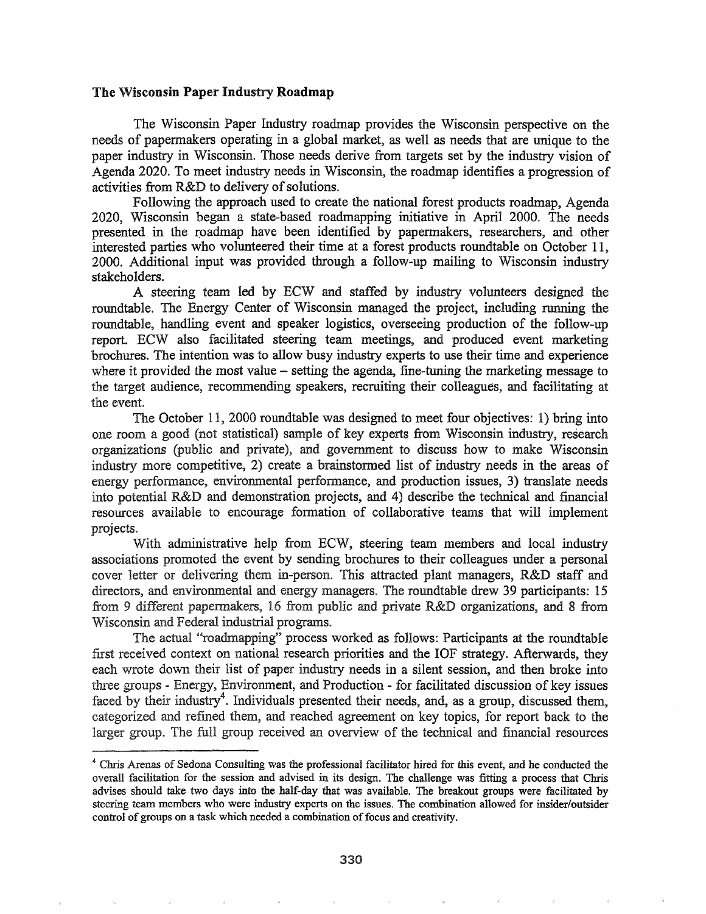### The Wisconsin Paper Industry Roadmap

The Wisconsin Paper Industry roadmap provides the Wisconsin perspective on the needs of papermakers operating in a global market, as well as needs that are unique to the paper industry in Wisconsin. Those needs derive from targets set by the industry vision of Agenda 2020. To meet industry needs in Wisconsin, the roadmap identifies a progression of activities from R&D to delivery of solutions.

Following the approach used to create the national forest products roadmap, Agenda 2020, Wisconsin began a state-based roadmapping initiative in April 2000. The needs presented in the roadmap have been identified by papermakers, researchers, and other interested parties who volunteered their time at a forest products roundtable on October 11, 2000. Additional input was provided through a follow-up mailing to Wisconsin industry stakeholders.

A steering team led by ECW and staffed by industry volunteers designed the roundtable. The Energy Center of Wisconsin managed the project, including running the roundtable, handling event and speaker logistics, overseeing production of the follow-up report. ECW also facilitated steering team meetings, and produced event marketing brochures. The intention was to allow busy industry experts to use their time and experience where it provided the most value – setting the agenda, fine-tuning the marketing message to the target audience, recommending speakers, recruiting their colleagues, and facilitating at the event.

The October 11, 2000 roundtable was designed to meet four objectives: 1) bring into one room a good (not statistical) sample of key experts from Wisconsin industry, research organizations (public and private), and government to discuss how to make Wisconsin industry more competitive, 2) create a brainstormed list of industry needs in the areas of energy performance, environmental performance, and production issues, 3) translate needs into potential R&D and demonstration projects, and 4) describe the technical and financial resources available to encourage formation of collaborative teams that will implement projects.

With administrative help from ECW, steering team members and local industry associations promoted the event by sending brochures to their colleagues under a personal cover letter or delivering them in-person. This attracted plant managers, R&D staff and directors, and environmental and energy managers. The roundtable drew 39 participants: 15 from 9 different papermakers, 16 from public and private R&D organizations, and 8 from Wisconsin and Federal industrial programs.

The actual "roadmapping" process worked as follows: Participants at the roundtable first received context on national research priorities and the IOF strategy. Afterwards, they each wrote down their list of paper industry needs in a silent session, and then broke into three groups - Energy, Environment, and Production - for facilitated discussion of key issues faced by their industry[4]. Individuals presented their needs, and, as a group, discussed them, categorized and refined them, and reached agreement on key topics, for report back to the larger group. The full group received an overview of the technical and financial resources

---

[4] Chris Arenas of Sedona Consulting was the professional facilitator hired for this event, and he conducted the overall facilitation for the session and advised in its design. The challenge was fitting a process that Chris advises should take two days into the half-day that was available. The breakout groups were facilitated by steering team members who were industry experts on the issues. The combination allowed for insider/outsider control of groups on a task which needed a combination of focus and creativity.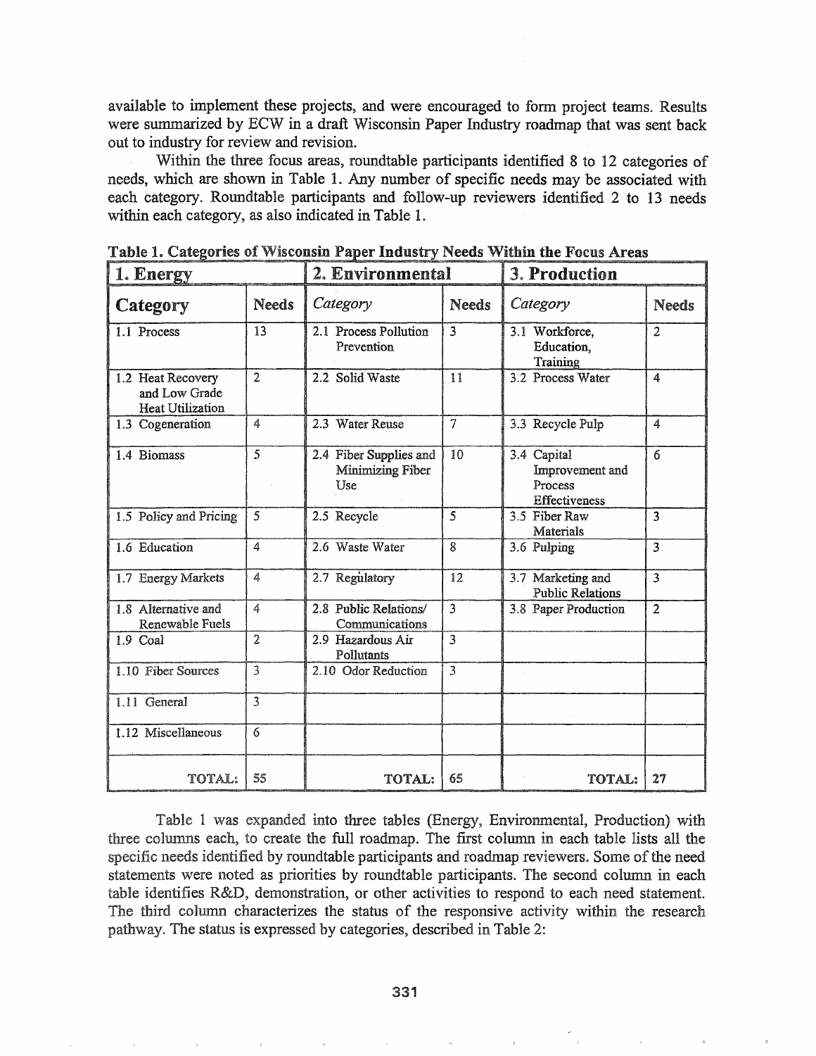available to implement these projects, and were encouraged to form project teams. Results were summarized by ECW in a draft Wisconsin Paper Industry roadmap that was sent back out to industry for review and revision.

Within the three focus areas, roundtable participants identified 8 to 12 categories of needs, which are shown in Table 1. Any number of specific needs may be associated with each category. Roundtable participants and follow-up reviewers identified 2 to 13 needs within each category, as also indicated in Table 1.

**Table 1. Categories of Wisconsin Paper Industry Needs Within the Focus Areas**

| **1. Energy** | | **2. Environmental** | | **3. Production** | |
|---|---|---|---|---|---|
| **Category** | **Needs** | *Category* | **Needs** | *Category* | **Needs** |
| 1.1 Process | 13 | 2.1 Process Pollution Prevention | 3 | 3.1 Workforce, Education, Training | 2 |
| 1.2 Heat Recovery and Low Grade Heat Utilization | 2 | 2.2 Solid Waste | 11 | 3.2 Process Water | 4 |
| 1.3 Cogeneration | 4 | 2.3 Water Reuse | 7 | 3.3 Recycle Pulp | 4 |
| 1.4 Biomass | 5 | 2.4 Fiber Supplies and Minimizing Fiber Use | 10 | 3.4 Capital Improvement and Process Effectiveness | 6 |
| 1.5 Policy and Pricing | 5 | 2.5 Recycle | 5 | 3.5 Fiber Raw Materials | 3 |
| 1.6 Education | 4 | 2.6 Waste Water | 8 | 3.6 Pulping | 3 |
| 1.7 Energy Markets | 4 | 2.7 Regulatory | 12 | 3.7 Marketing and Public Relations | 3 |
| 1.8 Alternative and Renewable Fuels | 4 | 2.8 Public Relations/ Communications | 3 | 3.8 Paper Production | 2 |
| 1.9 Coal | 2 | 2.9 Hazardous Air Pollutants | 3 | | |
| 1.10 Fiber Sources | 3 | 2.10 Odor Reduction | 3 | | |
| 1.11 General | 3 | | | | |
| 1.12 Miscellaneous | 6 | | | | |
| TOTAL: | 55 | TOTAL: | 65 | TOTAL: | 27 |

Table 1 was expanded into three tables (Energy, Environmental, Production) with three columns each, to create the full roadmap. The first column in each table lists all the specific needs identified by roundtable participants and roadmap reviewers. Some of the need statements were noted as priorities by roundtable participants. The second column in each table identifies R&D, demonstration, or other activities to respond to each need statement. The third column characterizes the status of the responsive activity within the research pathway. The status is expressed by categories, described in Table 2: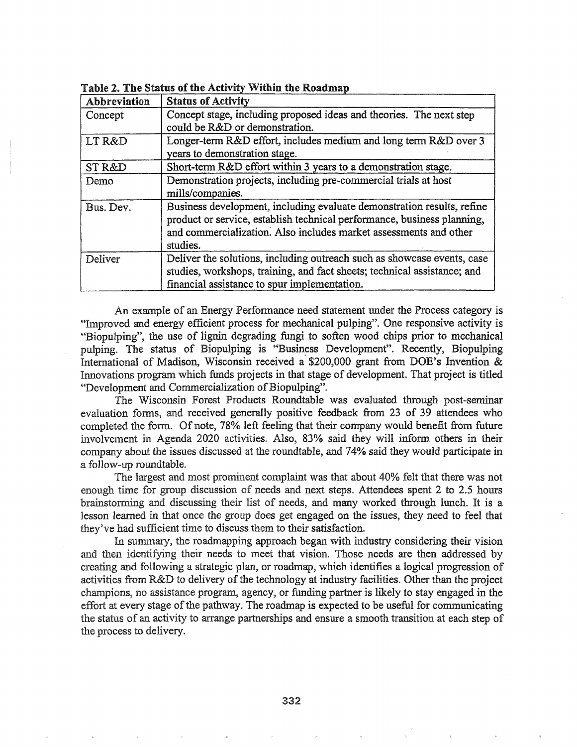**Table 2. The Status of the Activity Within the Roadmap**

| Abbreviation | Status of Activity |
|---|---|
| Concept | Concept stage, including proposed ideas and theories. The next step could be R&D or demonstration. |
| LT R&D | Longer-term R&D effort, includes medium and long term R&D over 3 years to demonstration stage. |
| ST R&D | Short-term R&D effort within 3 years to a demonstration stage. |
| Demo | Demonstration projects, including pre-commercial trials at host mills/companies. |
| Bus. Dev. | Business development, including evaluate demonstration results, refine product or service, establish technical performance, business planning, and commercialization. Also includes market assessments and other studies. |
| Deliver | Deliver the solutions, including outreach such as showcase events, case studies, workshops, training, and fact sheets; technical assistance; and financial assistance to spur implementation. |

An example of an Energy Performance need statement under the Process category is "Improved and energy efficient process for mechanical pulping". One responsive activity is "Biopulping", the use of lignin degrading fungi to soften wood chips prior to mechanical pulping. The status of Biopulping is "Business Development". Recently, Biopulping International of Madison, Wisconsin received a $200,000 grant from DOE's Invention & Innovations program which funds projects in that stage of development. That project is titled "Development and Commercialization of Biopulping".

The Wisconsin Forest Products Roundtable was evaluated through post-seminar evaluation forms, and received generally positive feedback from 23 of 39 attendees who completed the form. Of note, 78% left feeling that their company would benefit from future involvement in Agenda 2020 activities. Also, 83% said they will inform others in their company about the issues discussed at the roundtable, and 74% said they would participate in a follow-up roundtable.

The largest and most prominent complaint was that about 40% felt that there was not enough time for group discussion of needs and next steps. Attendees spent 2 to 2.5 hours brainstorming and discussing their list of needs, and many worked through lunch. It is a lesson learned in that once the group does get engaged on the issues, they need to feel that they've had sufficient time to discuss them to their satisfaction.

In summary, the roadmapping approach began with industry considering their vision and then identifying their needs to meet that vision. Those needs are then addressed by creating and following a strategic plan, or roadmap, which identifies a logical progression of activities from R&D to delivery of the technology at industry facilities. Other than the project champions, no assistance program, agency, or funding partner is likely to stay engaged in the effort at every stage of the pathway. The roadmap is expected to be useful for communicating the status of an activity to arrange partnerships and ensure a smooth transition at each step of the process to delivery.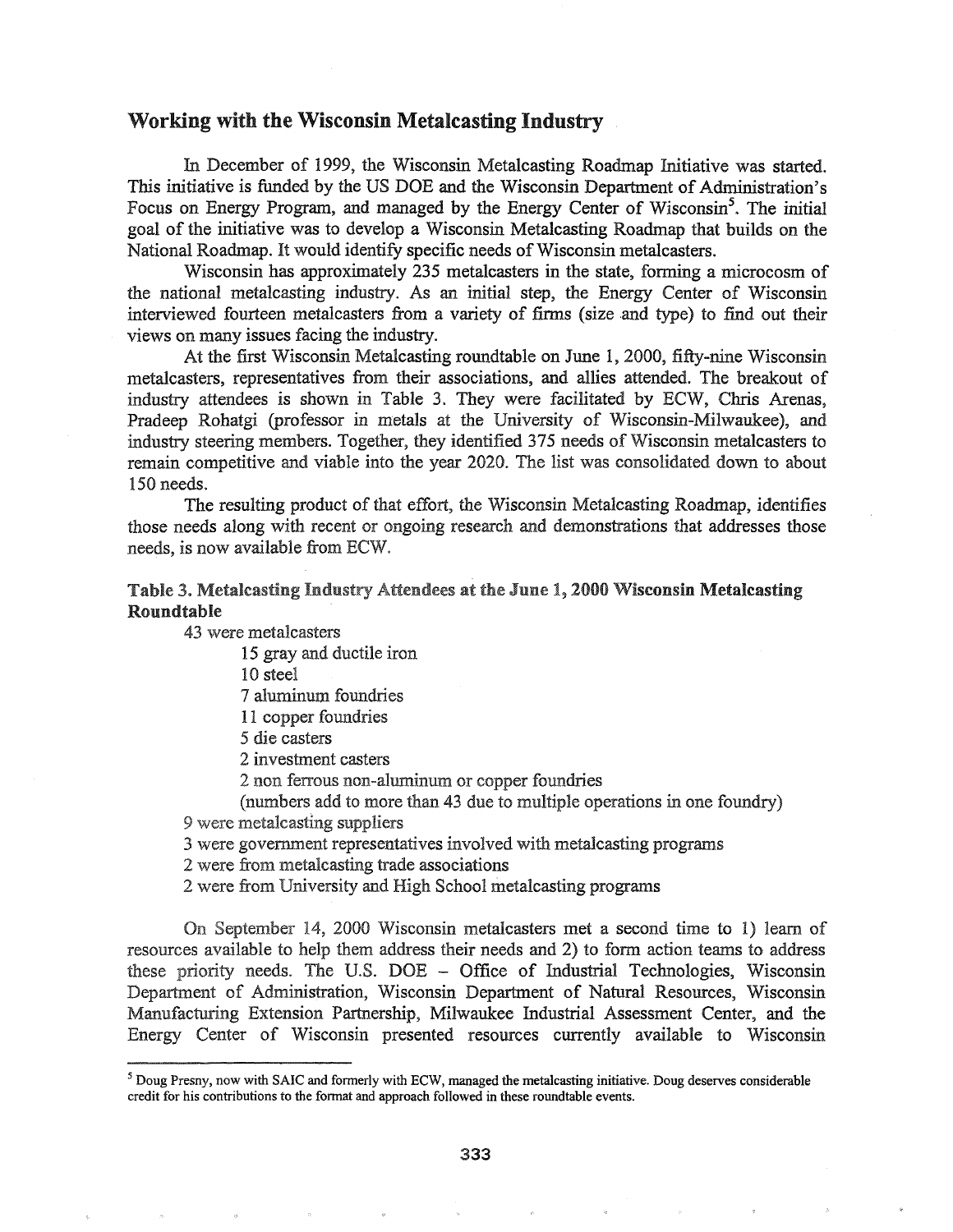## Working with the Wisconsin Metalcasting Industry

In December of 1999, the Wisconsin Metalcasting Roadmap Initiative was started. This initiative is funded by the US DOE and the Wisconsin Department of Administration's Focus on Energy Program, and managed by the Energy Center of Wisconsin[5]. The initial goal of the initiative was to develop a Wisconsin Metalcasting Roadmap that builds on the National Roadmap. It would identify specific needs of Wisconsin metalcasters.

Wisconsin has approximately 235 metalcasters in the state, forming a microcosm of the national metalcasting industry. As an initial step, the Energy Center of Wisconsin interviewed fourteen metalcasters from a variety of firms (size and type) to find out their views on many issues facing the industry.

At the first Wisconsin Metalcasting roundtable on June 1, 2000, fifty-nine Wisconsin metalcasters, representatives from their associations, and allies attended. The breakout of industry attendees is shown in Table 3. They were facilitated by ECW, Chris Arenas, Pradeep Rohatgi (professor in metals at the University of Wisconsin-Milwaukee), and industry steering members. Together, they identified 375 needs of Wisconsin metalcasters to remain competitive and viable into the year 2020. The list was consolidated down to about 150 needs.

The resulting product of that effort, the Wisconsin Metalcasting Roadmap, identifies those needs along with recent or ongoing research and demonstrations that addresses those needs, is now available from ECW.

**Table 3. Metalcasting Industry Attendees at the June 1, 2000 Wisconsin Metalcasting Roundtable**

- 43 were metalcasters
  - 15 gray and ductile iron
  - 10 steel
  - 7 aluminum foundries
  - 11 copper foundries
  - 5 die casters
  - 2 investment casters
  - 2 non ferrous non-aluminum or copper foundries
  - (numbers add to more than 43 due to multiple operations in one foundry)
- 9 were metalcasting suppliers
- 3 were government representatives involved with metalcasting programs
- 2 were from metalcasting trade associations
- 2 were from University and High School metalcasting programs

On September 14, 2000 Wisconsin metalcasters met a second time to 1) learn of resources available to help them address their needs and 2) to form action teams to address these priority needs. The U.S. DOE – Office of Industrial Technologies, Wisconsin Department of Administration, Wisconsin Department of Natural Resources, Wisconsin Manufacturing Extension Partnership, Milwaukee Industrial Assessment Center, and the Energy Center of Wisconsin presented resources currently available to Wisconsin

---

[5] Doug Presny, now with SAIC and formerly with ECW, managed the metalcasting initiative. Doug deserves considerable credit for his contributions to the format and approach followed in these roundtable events.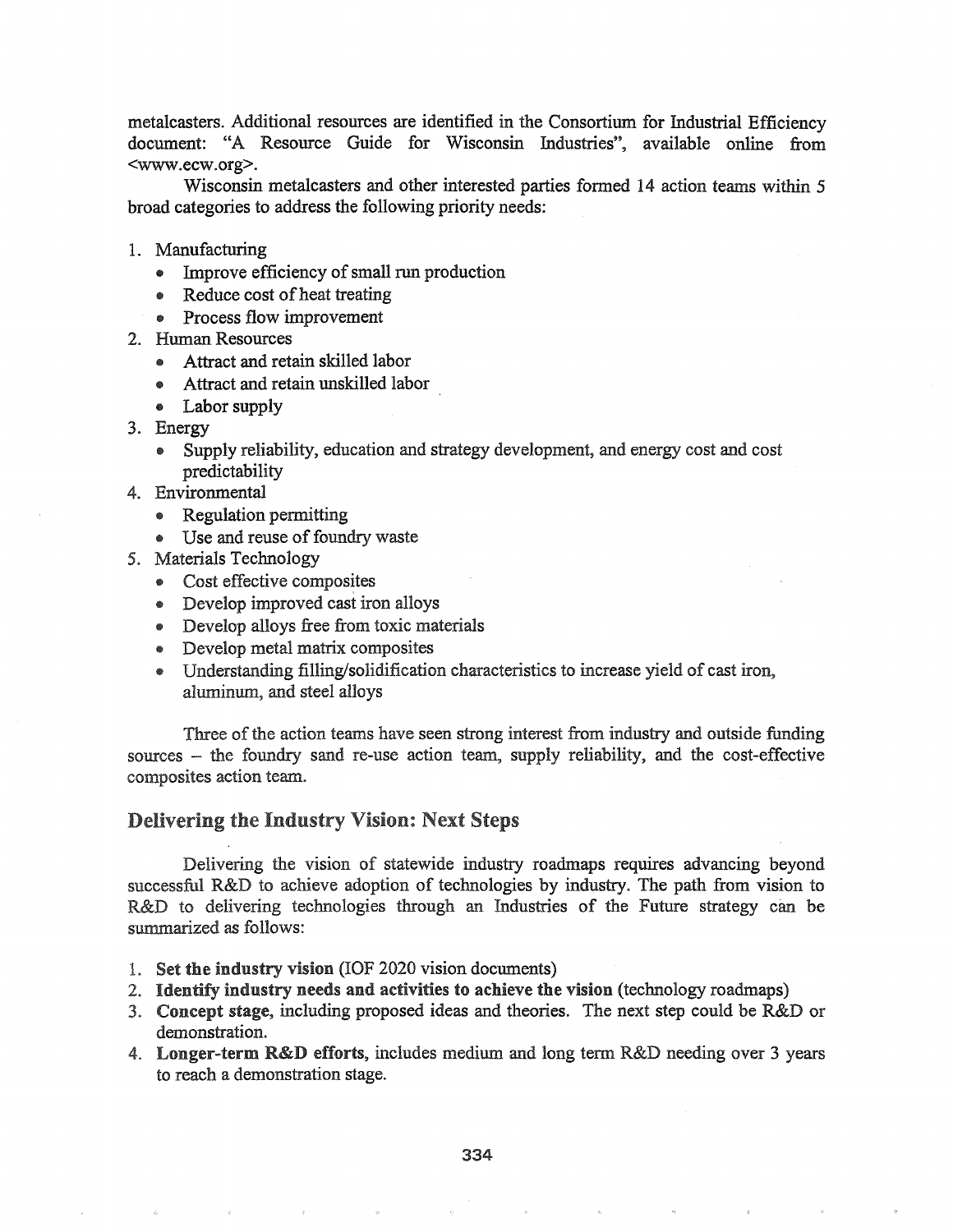metalcasters. Additional resources are identified in the Consortium for Industrial Efficiency document: "A Resource Guide for Wisconsin Industries", available online from <www.ecw.org>.

Wisconsin metalcasters and other interested parties formed 14 action teams within 5 broad categories to address the following priority needs:

1. Manufacturing
   - Improve efficiency of small run production
   - Reduce cost of heat treating
   - Process flow improvement
2. Human Resources
   - Attract and retain skilled labor
   - Attract and retain unskilled labor
   - Labor supply
3. Energy
   - Supply reliability, education and strategy development, and energy cost and cost predictability
4. Environmental
   - Regulation permitting
   - Use and reuse of foundry waste
5. Materials Technology
   - Cost effective composites
   - Develop improved cast iron alloys
   - Develop alloys free from toxic materials
   - Develop metal matrix composites
   - Understanding filling/solidification characteristics to increase yield of cast iron, aluminum, and steel alloys

Three of the action teams have seen strong interest from industry and outside funding sources – the foundry sand re-use action team, supply reliability, and the cost-effective composites action team.

## Delivering the Industry Vision: Next Steps

Delivering the vision of statewide industry roadmaps requires advancing beyond successful R&D to achieve adoption of technologies by industry. The path from vision to R&D to delivering technologies through an Industries of the Future strategy can be summarized as follows:

1. **Set the industry vision** (IOF 2020 vision documents)
2. **Identify industry needs and activities to achieve the vision** (technology roadmaps)
3. **Concept stage**, including proposed ideas and theories. The next step could be R&D or demonstration.
4. **Longer-term R&D efforts**, includes medium and long term R&D needing over 3 years to reach a demonstration stage.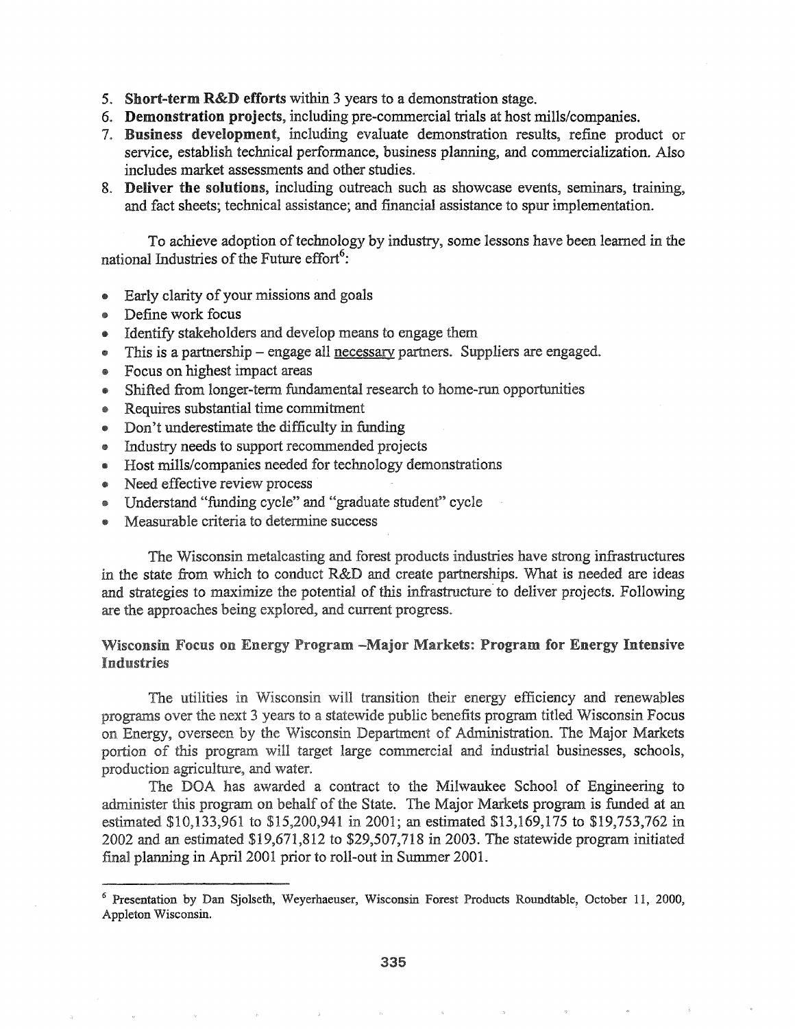5. **Short-term R&D efforts** within 3 years to a demonstration stage.
6. **Demonstration projects**, including pre-commercial trials at host mills/companies.
7. **Business development**, including evaluate demonstration results, refine product or service, establish technical performance, business planning, and commercialization. Also includes market assessments and other studies.
8. **Deliver the solutions**, including outreach such as showcase events, seminars, training, and fact sheets; technical assistance; and financial assistance to spur implementation.

To achieve adoption of technology by industry, some lessons have been learned in the national Industries of the Future effort[6]:

- Early clarity of your missions and goals
- Define work focus
- Identify stakeholders and develop means to engage them
- This is a partnership – engage all necessary partners. Suppliers are engaged.
- Focus on highest impact areas
- Shifted from longer-term fundamental research to home-run opportunities
- Requires substantial time commitment
- Don't underestimate the difficulty in funding
- Industry needs to support recommended projects
- Host mills/companies needed for technology demonstrations
- Need effective review process
- Understand "funding cycle" and "graduate student" cycle
- Measurable criteria to determine success

The Wisconsin metalcasting and forest products industries have strong infrastructures in the state from which to conduct R&D and create partnerships. What is needed are ideas and strategies to maximize the potential of this infrastructure to deliver projects. Following are the approaches being explored, and current progress.

## Wisconsin Focus on Energy Program –Major Markets: Program for Energy Intensive Industries

The utilities in Wisconsin will transition their energy efficiency and renewables programs over the next 3 years to a statewide public benefits program titled Wisconsin Focus on Energy, overseen by the Wisconsin Department of Administration. The Major Markets portion of this program will target large commercial and industrial businesses, schools, production agriculture, and water.

The DOA has awarded a contract to the Milwaukee School of Engineering to administer this program on behalf of the State. The Major Markets program is funded at an estimated $10,133,961 to $15,200,941 in 2001; an estimated $13,169,175 to $19,753,762 in 2002 and an estimated $19,671,812 to $29,507,718 in 2003. The statewide program initiated final planning in April 2001 prior to roll-out in Summer 2001.

---

[6] Presentation by Dan Sjolseth, Weyerhaeuser, Wisconsin Forest Products Roundtable, October 11, 2000, Appleton Wisconsin.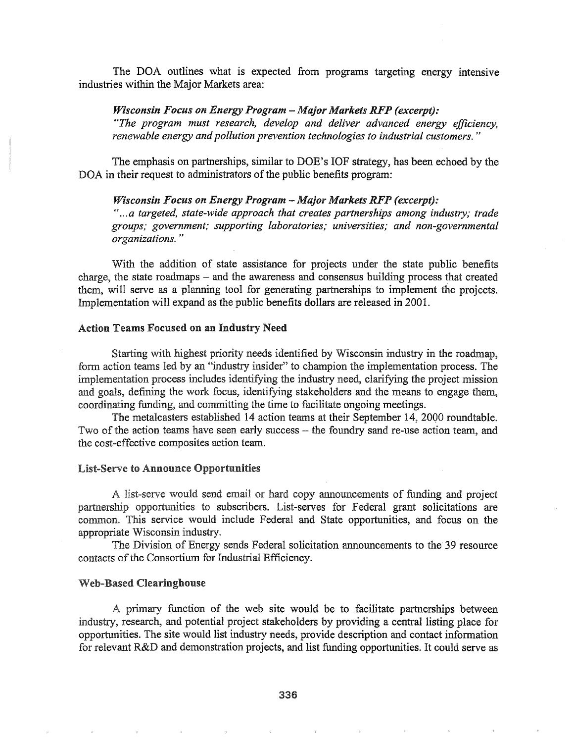The DOA outlines what is expected from programs targeting energy intensive industries within the Major Markets area:

> ***Wisconsin Focus on Energy Program – Major Markets RFP (excerpt):***
> *"The program must research, develop and deliver advanced energy efficiency, renewable energy and pollution prevention technologies to industrial customers."*

The emphasis on partnerships, similar to DOE's IOF strategy, has been echoed by the DOA in their request to administrators of the public benefits program:

> ***Wisconsin Focus on Energy Program – Major Markets RFP (excerpt):***
> *"...a targeted, state-wide approach that creates partnerships among industry; trade groups; government; supporting laboratories; universities; and non-governmental organizations."*

With the addition of state assistance for projects under the state public benefits charge, the state roadmaps – and the awareness and consensus building process that created them, will serve as a planning tool for generating partnerships to implement the projects. Implementation will expand as the public benefits dollars are released in 2001.

### Action Teams Focused on an Industry Need

Starting with highest priority needs identified by Wisconsin industry in the roadmap, form action teams led by an "industry insider" to champion the implementation process. The implementation process includes identifying the industry need, clarifying the project mission and goals, defining the work focus, identifying stakeholders and the means to engage them, coordinating funding, and committing the time to facilitate ongoing meetings.

The metalcasters established 14 action teams at their September 14, 2000 roundtable. Two of the action teams have seen early success – the foundry sand re-use action team, and the cost-effective composites action team.

### List-Serve to Announce Opportunities

A list-serve would send email or hard copy announcements of funding and project partnership opportunities to subscribers. List-serves for Federal grant solicitations are common. This service would include Federal and State opportunities, and focus on the appropriate Wisconsin industry.

The Division of Energy sends Federal solicitation announcements to the 39 resource contacts of the Consortium for Industrial Efficiency.

### Web-Based Clearinghouse

A primary function of the web site would be to facilitate partnerships between industry, research, and potential project stakeholders by providing a central listing place for opportunities. The site would list industry needs, provide description and contact information for relevant R&D and demonstration projects, and list funding opportunities. It could serve as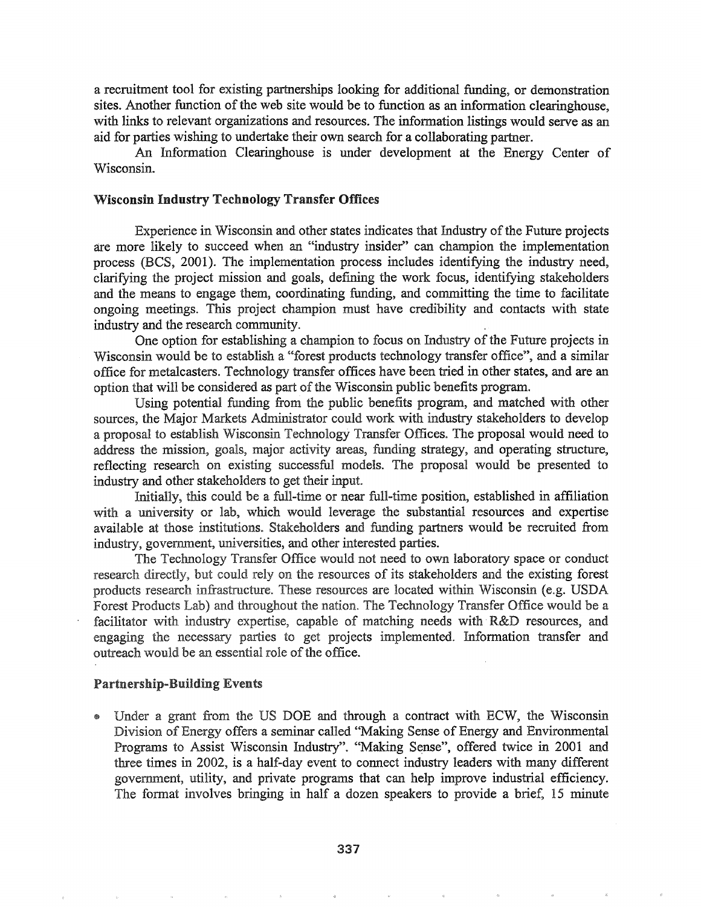a recruitment tool for existing partnerships looking for additional funding, or demonstration sites. Another function of the web site would be to function as an information clearinghouse, with links to relevant organizations and resources. The information listings would serve as an aid for parties wishing to undertake their own search for a collaborating partner.

An Information Clearinghouse is under development at the Energy Center of Wisconsin.

### Wisconsin Industry Technology Transfer Offices

Experience in Wisconsin and other states indicates that Industry of the Future projects are more likely to succeed when an "industry insider" can champion the implementation process (BCS, 2001). The implementation process includes identifying the industry need, clarifying the project mission and goals, defining the work focus, identifying stakeholders and the means to engage them, coordinating funding, and committing the time to facilitate ongoing meetings. This project champion must have credibility and contacts with state industry and the research community.

One option for establishing a champion to focus on Industry of the Future projects in Wisconsin would be to establish a "forest products technology transfer office", and a similar office for metalcasters. Technology transfer offices have been tried in other states, and are an option that will be considered as part of the Wisconsin public benefits program.

Using potential funding from the public benefits program, and matched with other sources, the Major Markets Administrator could work with industry stakeholders to develop a proposal to establish Wisconsin Technology Transfer Offices. The proposal would need to address the mission, goals, major activity areas, funding strategy, and operating structure, reflecting research on existing successful models. The proposal would be presented to industry and other stakeholders to get their input.

Initially, this could be a full-time or near full-time position, established in affiliation with a university or lab, which would leverage the substantial resources and expertise available at those institutions. Stakeholders and funding partners would be recruited from industry, government, universities, and other interested parties.

The Technology Transfer Office would not need to own laboratory space or conduct research directly, but could rely on the resources of its stakeholders and the existing forest products research infrastructure. These resources are located within Wisconsin (e.g. USDA Forest Products Lab) and throughout the nation. The Technology Transfer Office would be a facilitator with industry expertise, capable of matching needs with R&D resources, and engaging the necessary parties to get projects implemented. Information transfer and outreach would be an essential role of the office.

### Partnership-Building Events

- Under a grant from the US DOE and through a contract with ECW, the Wisconsin Division of Energy offers a seminar called "Making Sense of Energy and Environmental Programs to Assist Wisconsin Industry". "Making Sense", offered twice in 2001 and three times in 2002, is a half-day event to connect industry leaders with many different government, utility, and private programs that can help improve industrial efficiency. The format involves bringing in half a dozen speakers to provide a brief, 15 minute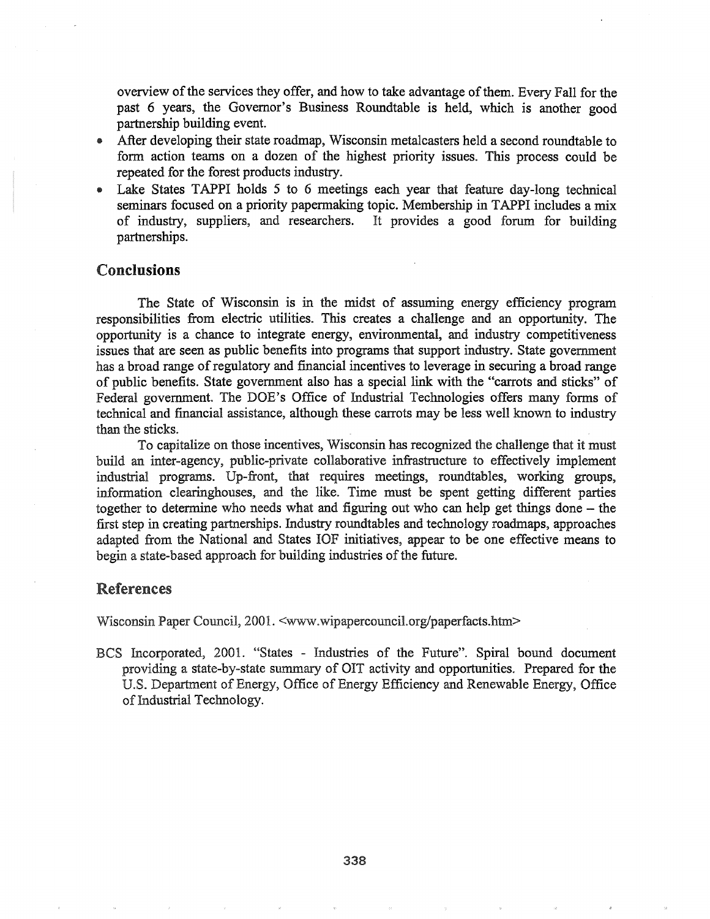overview of the services they offer, and how to take advantage of them. Every Fall for the past 6 years, the Governor's Business Roundtable is held, which is another good partnership building event.

- After developing their state roadmap, Wisconsin metalcasters held a second roundtable to form action teams on a dozen of the highest priority issues. This process could be repeated for the forest products industry.
- Lake States TAPPI holds 5 to 6 meetings each year that feature day-long technical seminars focused on a priority papermaking topic. Membership in TAPPI includes a mix of industry, suppliers, and researchers. It provides a good forum for building partnerships.

## Conclusions

The State of Wisconsin is in the midst of assuming energy efficiency program responsibilities from electric utilities. This creates a challenge and an opportunity. The opportunity is a chance to integrate energy, environmental, and industry competitiveness issues that are seen as public benefits into programs that support industry. State government has a broad range of regulatory and financial incentives to leverage in securing a broad range of public benefits. State government also has a special link with the "carrots and sticks" of Federal government. The DOE's Office of Industrial Technologies offers many forms of technical and financial assistance, although these carrots may be less well known to industry than the sticks.

To capitalize on those incentives, Wisconsin has recognized the challenge that it must build an inter-agency, public-private collaborative infrastructure to effectively implement industrial programs. Up-front, that requires meetings, roundtables, working groups, information clearinghouses, and the like. Time must be spent getting different parties together to determine who needs what and figuring out who can help get things done – the first step in creating partnerships. Industry roundtables and technology roadmaps, approaches adapted from the National and States IOF initiatives, appear to be one effective means to begin a state-based approach for building industries of the future.

## References

Wisconsin Paper Council, 2001. <www.wipapercouncil.org/paperfacts.htm>

BCS Incorporated, 2001. "States - Industries of the Future". Spiral bound document providing a state-by-state summary of OIT activity and opportunities. Prepared for the U.S. Department of Energy, Office of Energy Efficiency and Renewable Energy, Office of Industrial Technology.